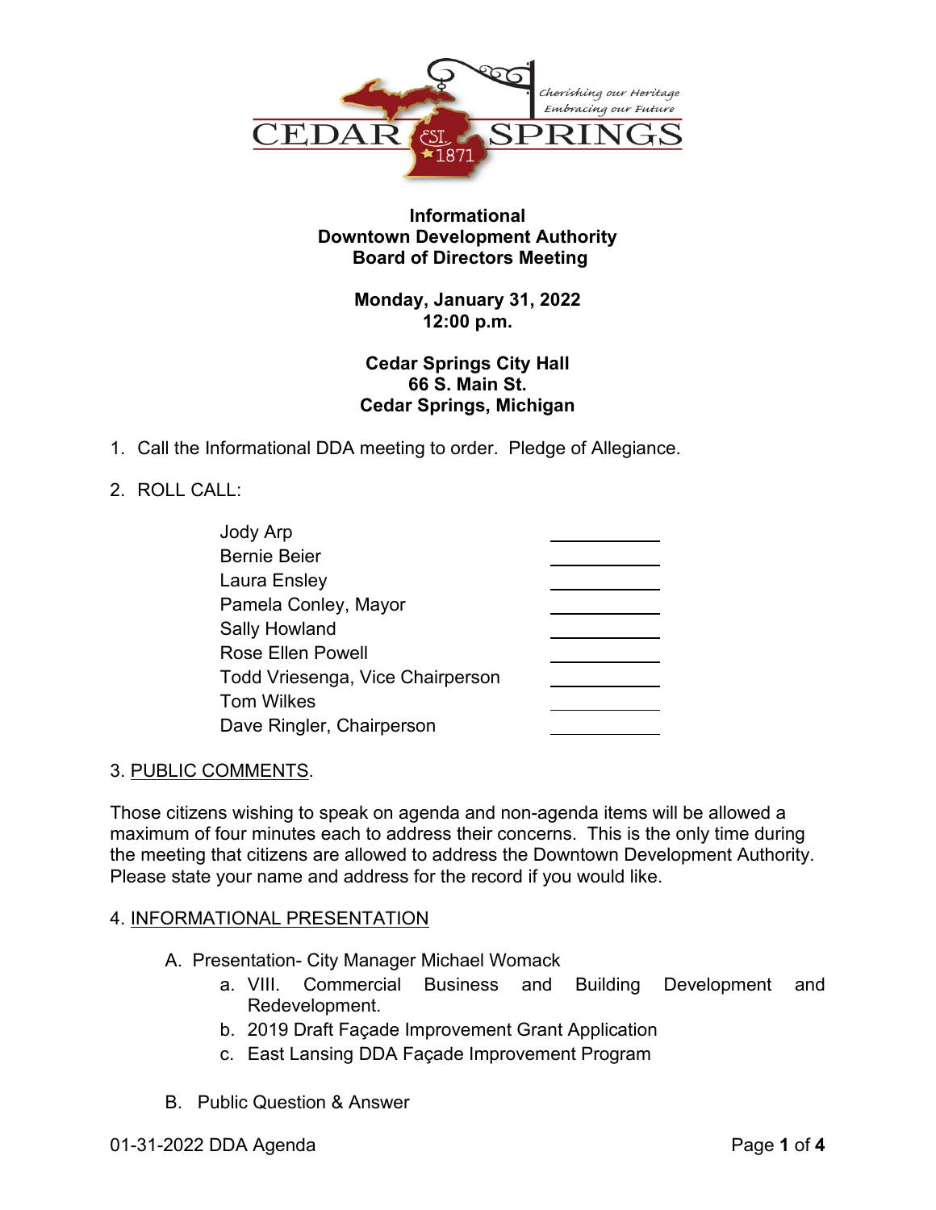CEDAR SPRINGS EST. 1871

*Cherishing our Heritage*
*Embracing our Future*

**Informational**
**Downtown Development Authority**
**Board of Directors Meeting**

**Monday, January 31, 2022**
**12:00 p.m.**

**Cedar Springs City Hall**
**66 S. Main St.**
**Cedar Springs, Michigan**

1. Call the Informational DDA meeting to order. Pledge of Allegiance.

2. ROLL CALL:

| | |
|---|---|
| Jody Arp | \_\_\_\_\_\_\_\_ |
| Bernie Beier | \_\_\_\_\_\_\_\_ |
| Laura Ensley | \_\_\_\_\_\_\_\_ |
| Pamela Conley, Mayor | \_\_\_\_\_\_\_\_ |
| Sally Howland | \_\_\_\_\_\_\_\_ |
| Rose Ellen Powell | \_\_\_\_\_\_\_\_ |
| Todd Vriesenga, Vice Chairperson | \_\_\_\_\_\_\_\_ |
| Tom Wilkes | \_\_\_\_\_\_\_\_ |
| Dave Ringler, Chairperson | \_\_\_\_\_\_\_\_ |

3. PUBLIC COMMENTS.

Those citizens wishing to speak on agenda and non-agenda items will be allowed a maximum of four minutes each to address their concerns. This is the only time during the meeting that citizens are allowed to address the Downtown Development Authority. Please state your name and address for the record if you would like.

4. INFORMATIONAL PRESENTATION

   A. Presentation- City Manager Michael Womack
      a. VIII. Commercial Business and Building Development and Redevelopment.
      b. 2019 Draft Façade Improvement Grant Application
      c. East Lansing DDA Façade Improvement Program

   B. Public Question & Answer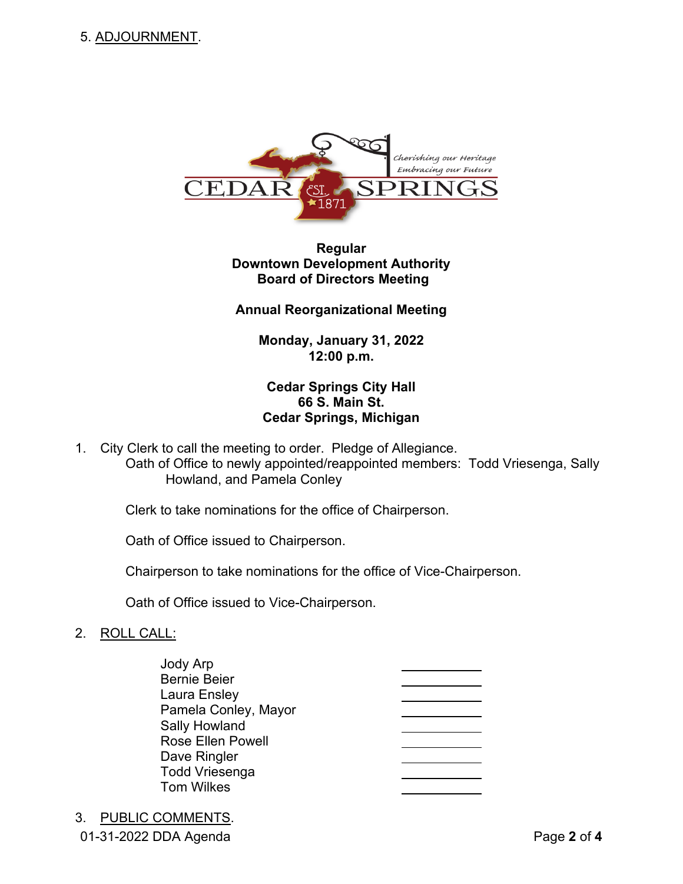5. ADJOURNMENT.

CEDAR SPRINGS
EST. 1871
*Cherishing our Heritage*
*Embracing our Future*

**Regular**
**Downtown Development Authority**
**Board of Directors Meeting**

**Annual Reorganizational Meeting**

**Monday, January 31, 2022**
**12:00 p.m.**

**Cedar Springs City Hall**
**66 S. Main St.**
**Cedar Springs, Michigan**

1. City Clerk to call the meeting to order. Pledge of Allegiance.
   Oath of Office to newly appointed/reappointed members: Todd Vriesenga, Sally Howland, and Pamela Conley

   Clerk to take nominations for the office of Chairperson.

   Oath of Office issued to Chairperson.

   Chairperson to take nominations for the office of Vice-Chairperson.

   Oath of Office issued to Vice-Chairperson.

2. ROLL CALL:

   Jody Arp ____________
   Bernie Beier ____________
   Laura Ensley ____________
   Pamela Conley, Mayor ____________
   Sally Howland ____________
   Rose Ellen Powell ____________
   Dave Ringler ____________
   Todd Vriesenga ____________
   Tom Wilkes ____________

3. PUBLIC COMMENTS.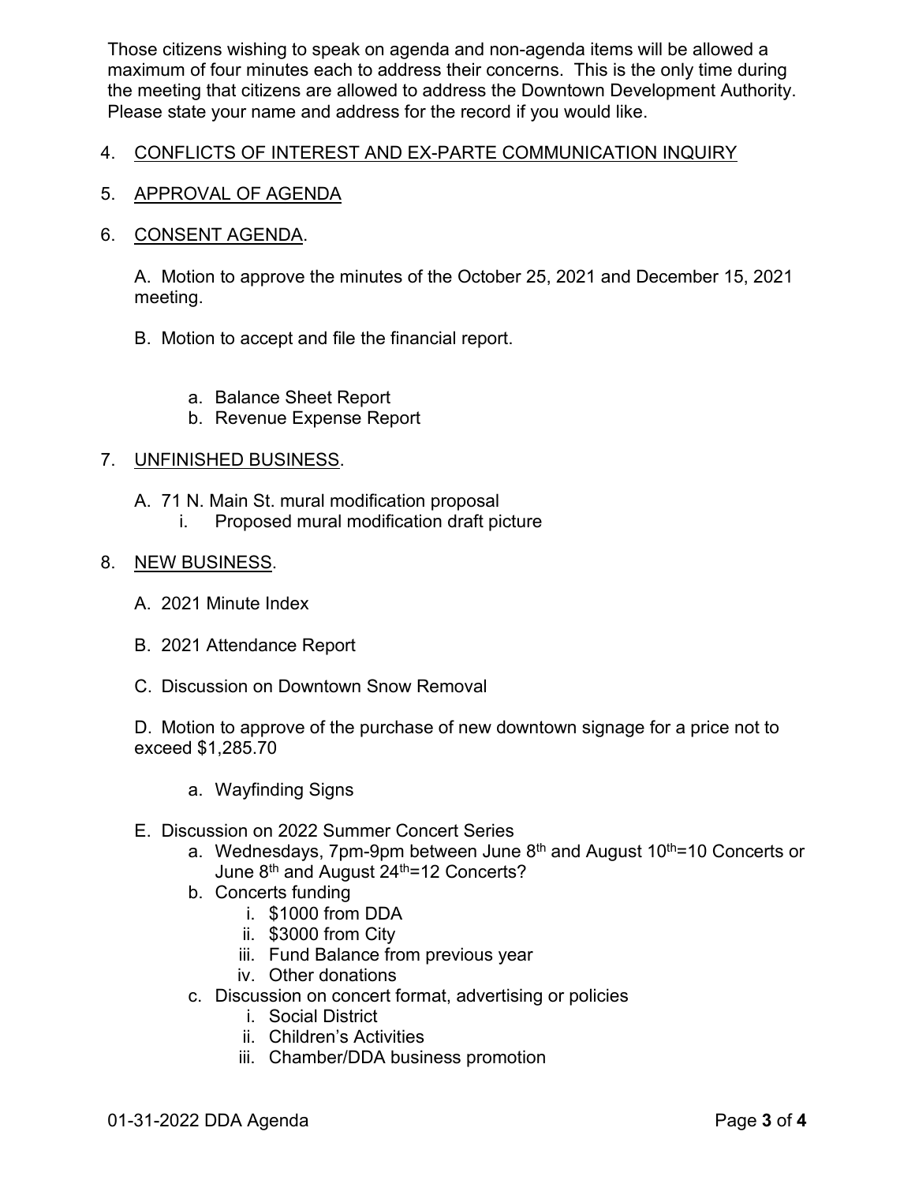Those citizens wishing to speak on agenda and non-agenda items will be allowed a maximum of four minutes each to address their concerns. This is the only time during the meeting that citizens are allowed to address the Downtown Development Authority. Please state your name and address for the record if you would like.

4. CONFLICTS OF INTEREST AND EX-PARTE COMMUNICATION INQUIRY

5. APPROVAL OF AGENDA

6. CONSENT AGENDA.

   A. Motion to approve the minutes of the October 25, 2021 and December 15, 2021 meeting.

   B. Motion to accept and file the financial report.

      a. Balance Sheet Report
      b. Revenue Expense Report

7. UNFINISHED BUSINESS.

   A. 71 N. Main St. mural modification proposal
      i. Proposed mural modification draft picture

8. NEW BUSINESS.

   A. 2021 Minute Index

   B. 2021 Attendance Report

   C. Discussion on Downtown Snow Removal

   D. Motion to approve of the purchase of new downtown signage for a price not to exceed $1,285.70

      a. Wayfinding Signs

   E. Discussion on 2022 Summer Concert Series
      a. Wednesdays, 7pm-9pm between June 8th and August 10th=10 Concerts or June 8th and August 24th=12 Concerts?
      b. Concerts funding
         i. $1000 from DDA
         ii. $3000 from City
         iii. Fund Balance from previous year
         iv. Other donations
      c. Discussion on concert format, advertising or policies
         i. Social District
         ii. Children's Activities
         iii. Chamber/DDA business promotion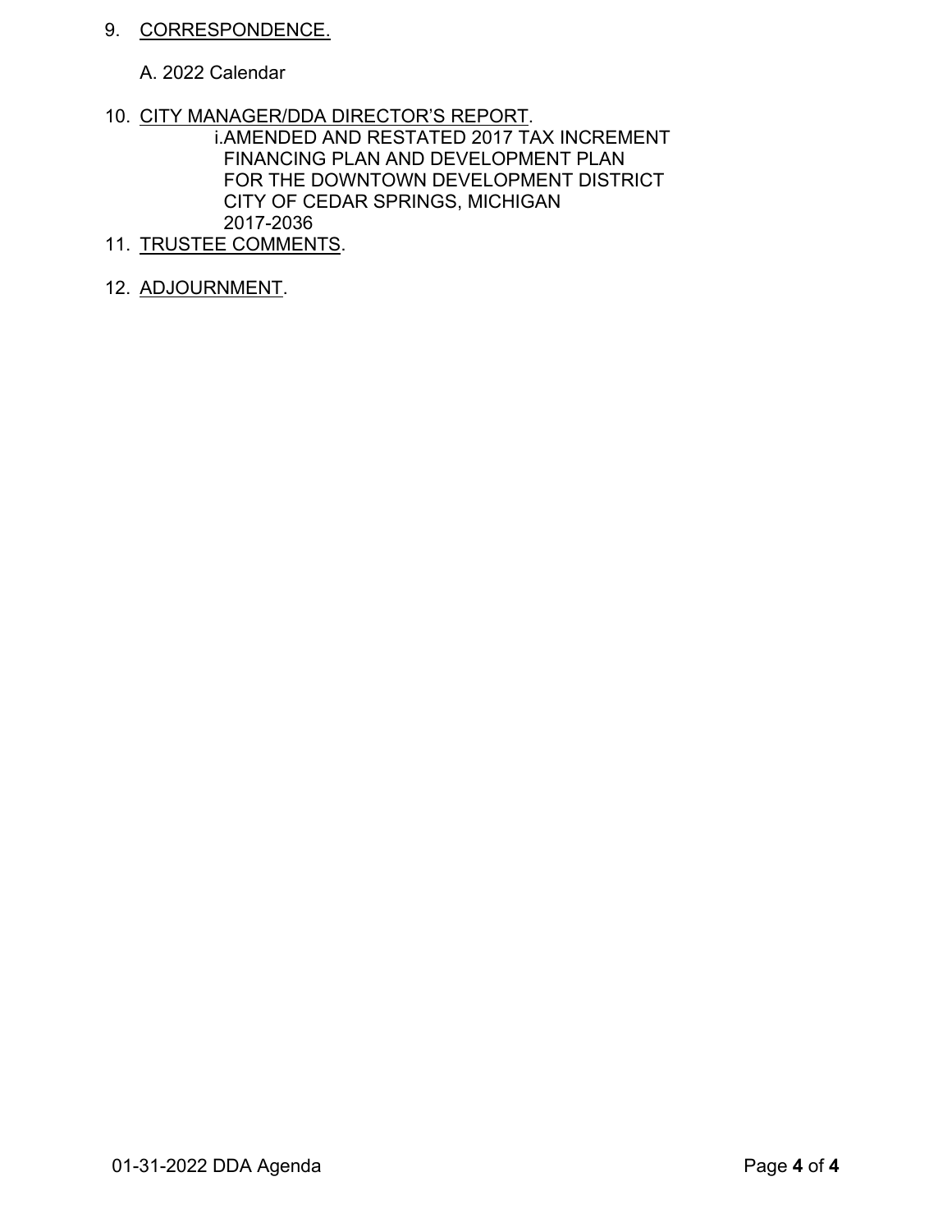9. CORRESPONDENCE.

   A. 2022 Calendar

10. CITY MANAGER/DDA DIRECTOR'S REPORT.

    i. AMENDED AND RESTATED 2017 TAX INCREMENT FINANCING PLAN AND DEVELOPMENT PLAN FOR THE DOWNTOWN DEVELOPMENT DISTRICT CITY OF CEDAR SPRINGS, MICHIGAN 2017-2036

11. TRUSTEE COMMENTS.

12. ADJOURNMENT.